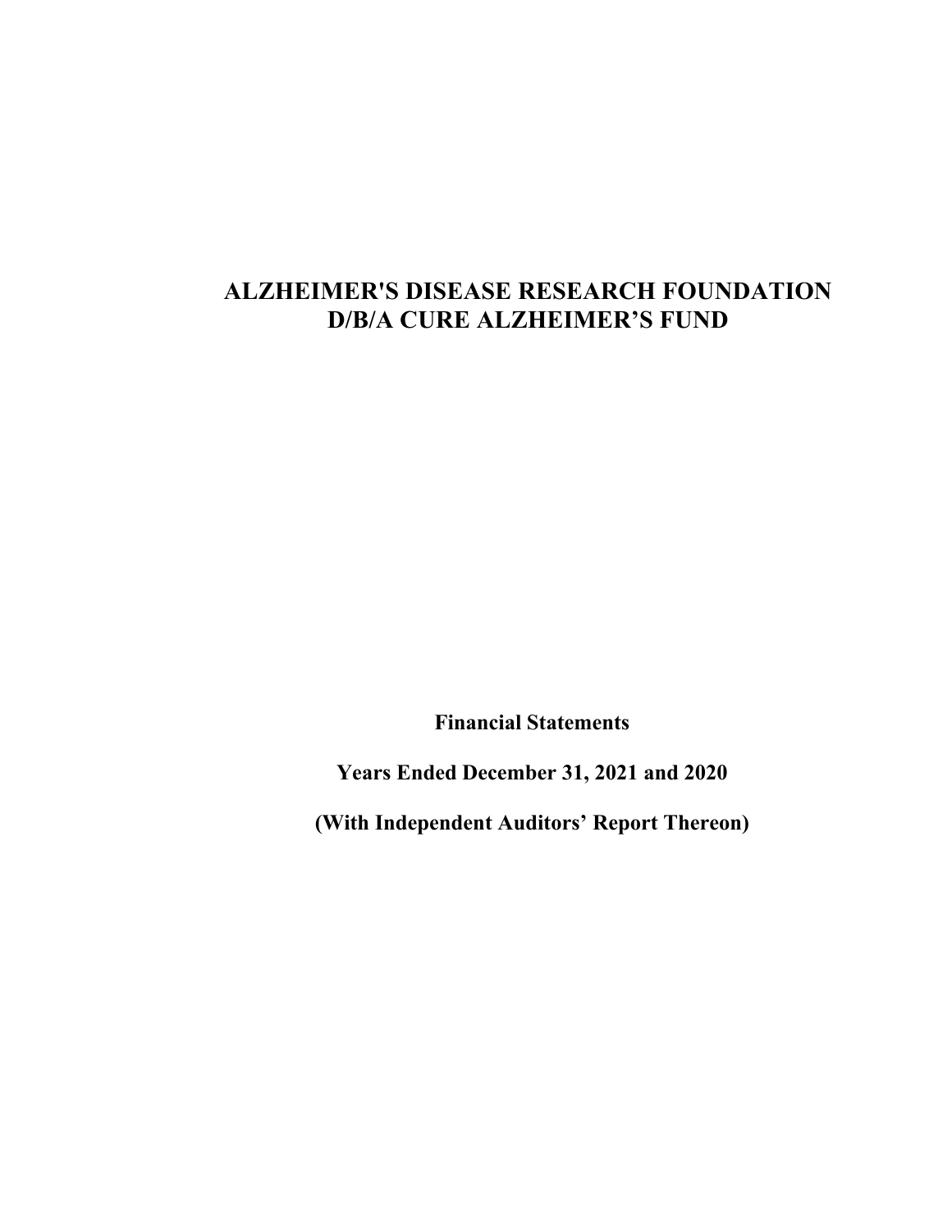# ALZHEIMER'S DISEASE RESEARCH FOUNDATION
# D/B/A CURE ALZHEIMER'S FUND

**Financial Statements**

**Years Ended December 31, 2021 and 2020**

**(With Independent Auditors' Report Thereon)**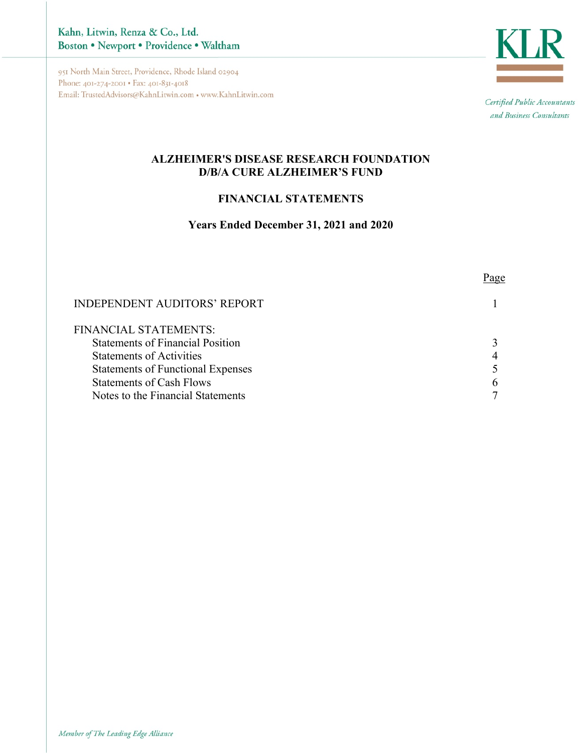Kahn, Litwin, Renza & Co., Ltd.
Boston • Newport • Providence • Waltham

951 North Main Street, Providence, Rhode Island 02904
Phone: 401-274-2001 • Fax: 401-831-4018
Email: TrustedAdvisors@KahnLitwin.com • www.KahnLitwin.com

KLR

*Certified Public Accountants and Business Consultants*

# ALZHEIMER'S DISEASE RESEARCH FOUNDATION
# D/B/A CURE ALZHEIMER'S FUND

## FINANCIAL STATEMENTS

### Years Ended December 31, 2021 and 2020

| | Page |
|---|---|
| INDEPENDENT AUDITORS' REPORT | 1 |
| FINANCIAL STATEMENTS: | |
| Statements of Financial Position | 3 |
| Statements of Activities | 4 |
| Statements of Functional Expenses | 5 |
| Statements of Cash Flows | 6 |
| Notes to the Financial Statements | 7 |

*Member of The Leading Edge Alliance*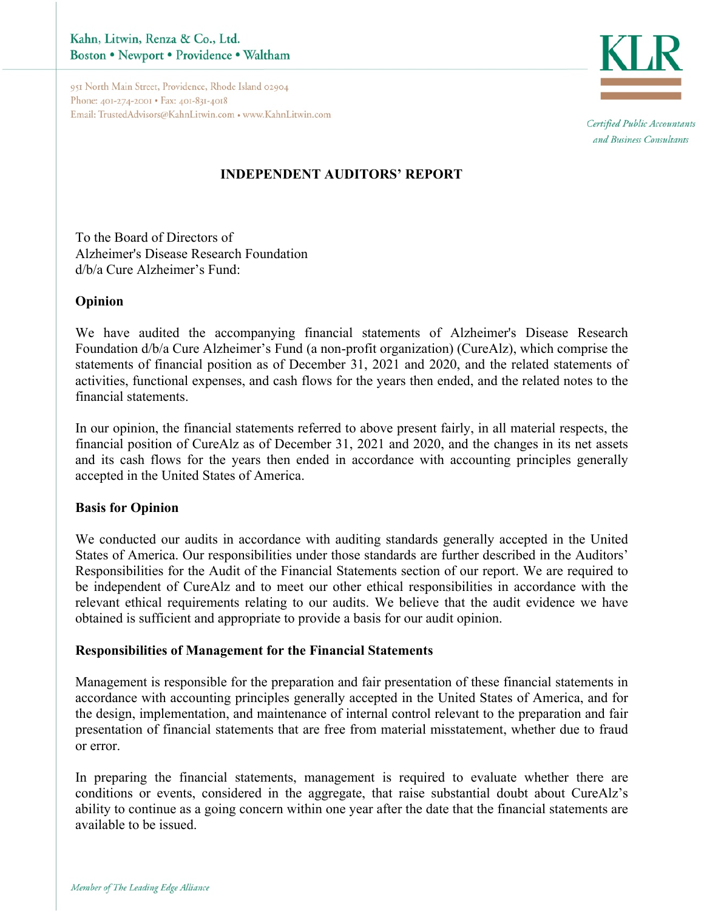Kahn, Litwin, Renza & Co., Ltd.
Boston • Newport • Providence • Waltham

951 North Main Street, Providence, Rhode Island 02904
Phone: 401-274-2001 • Fax: 401-831-4018
Email: TrustedAdvisors@KahnLitwin.com • www.KahnLitwin.com

KLR

*Certified Public Accountants and Business Consultants*

## INDEPENDENT AUDITORS' REPORT

To the Board of Directors of
Alzheimer's Disease Research Foundation
d/b/a Cure Alzheimer's Fund:

### Opinion

We have audited the accompanying financial statements of Alzheimer's Disease Research Foundation d/b/a Cure Alzheimer's Fund (a non-profit organization) (CureAlz), which comprise the statements of financial position as of December 31, 2021 and 2020, and the related statements of activities, functional expenses, and cash flows for the years then ended, and the related notes to the financial statements.

In our opinion, the financial statements referred to above present fairly, in all material respects, the financial position of CureAlz as of December 31, 2021 and 2020, and the changes in its net assets and its cash flows for the years then ended in accordance with accounting principles generally accepted in the United States of America.

### Basis for Opinion

We conducted our audits in accordance with auditing standards generally accepted in the United States of America. Our responsibilities under those standards are further described in the Auditors' Responsibilities for the Audit of the Financial Statements section of our report. We are required to be independent of CureAlz and to meet our other ethical responsibilities in accordance with the relevant ethical requirements relating to our audits. We believe that the audit evidence we have obtained is sufficient and appropriate to provide a basis for our audit opinion.

### Responsibilities of Management for the Financial Statements

Management is responsible for the preparation and fair presentation of these financial statements in accordance with accounting principles generally accepted in the United States of America, and for the design, implementation, and maintenance of internal control relevant to the preparation and fair presentation of financial statements that are free from material misstatement, whether due to fraud or error.

In preparing the financial statements, management is required to evaluate whether there are conditions or events, considered in the aggregate, that raise substantial doubt about CureAlz's ability to continue as a going concern within one year after the date that the financial statements are available to be issued.

*Member of The Leading Edge Alliance*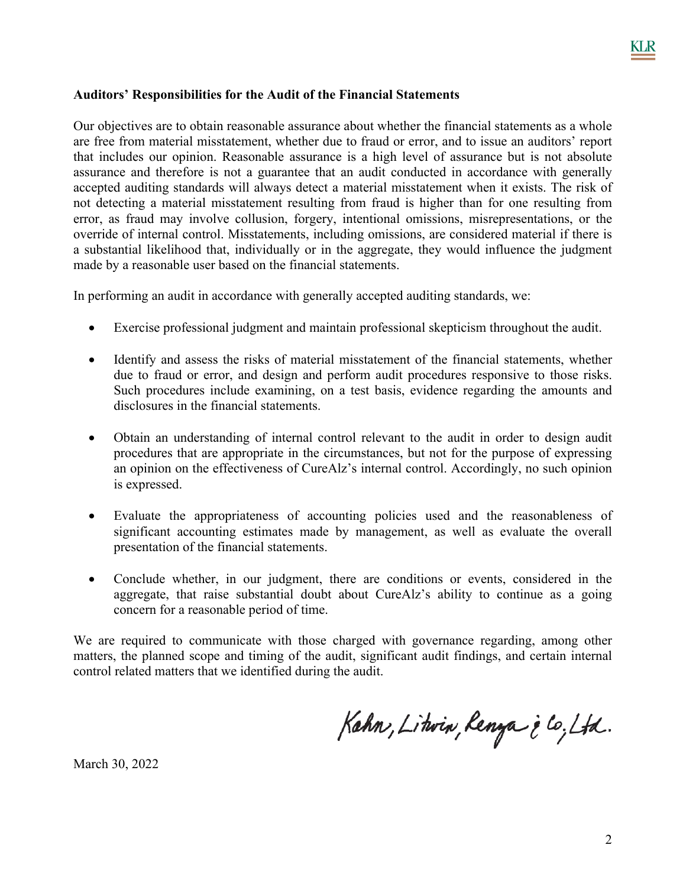**Auditors' Responsibilities for the Audit of the Financial Statements**

Our objectives are to obtain reasonable assurance about whether the financial statements as a whole are free from material misstatement, whether due to fraud or error, and to issue an auditors' report that includes our opinion. Reasonable assurance is a high level of assurance but is not absolute assurance and therefore is not a guarantee that an audit conducted in accordance with generally accepted auditing standards will always detect a material misstatement when it exists. The risk of not detecting a material misstatement resulting from fraud is higher than for one resulting from error, as fraud may involve collusion, forgery, intentional omissions, misrepresentations, or the override of internal control. Misstatements, including omissions, are considered material if there is a substantial likelihood that, individually or in the aggregate, they would influence the judgment made by a reasonable user based on the financial statements.

In performing an audit in accordance with generally accepted auditing standards, we:

- Exercise professional judgment and maintain professional skepticism throughout the audit.
- Identify and assess the risks of material misstatement of the financial statements, whether due to fraud or error, and design and perform audit procedures responsive to those risks. Such procedures include examining, on a test basis, evidence regarding the amounts and disclosures in the financial statements.
- Obtain an understanding of internal control relevant to the audit in order to design audit procedures that are appropriate in the circumstances, but not for the purpose of expressing an opinion on the effectiveness of CureAlz's internal control. Accordingly, no such opinion is expressed.
- Evaluate the appropriateness of accounting policies used and the reasonableness of significant accounting estimates made by management, as well as evaluate the overall presentation of the financial statements.
- Conclude whether, in our judgment, there are conditions or events, considered in the aggregate, that raise substantial doubt about CureAlz's ability to continue as a going concern for a reasonable period of time.

We are required to communicate with those charged with governance regarding, among other matters, the planned scope and timing of the audit, significant audit findings, and certain internal control related matters that we identified during the audit.

Kahn, Litwin, Renza & Co., Ltd.

March 30, 2022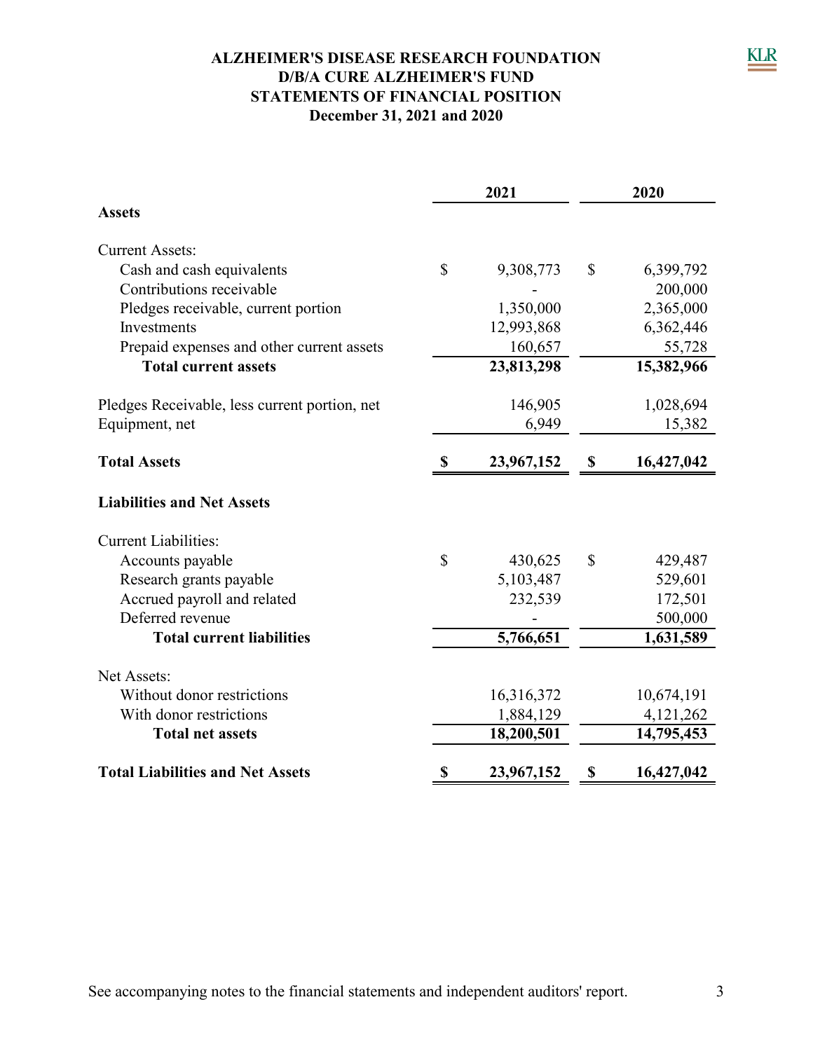# ALZHEIMER'S DISEASE RESEARCH FOUNDATION
# D/B/A CURE ALZHEIMER'S FUND
## STATEMENTS OF FINANCIAL POSITION
### December 31, 2021 and 2020

| | 2021 | 2020 |
|---|---|---|
| **Assets** | | |
| Current Assets: | | |
| Cash and cash equivalents | $ 9,308,773 | $ 6,399,792 |
| Contributions receivable | - | 200,000 |
| Pledges receivable, current portion | 1,350,000 | 2,365,000 |
| Investments | 12,993,868 | 6,362,446 |
| Prepaid expenses and other current assets | 160,657 | 55,728 |
| **Total current assets** | **23,813,298** | **15,382,966** |
| Pledges Receivable, less current portion, net | 146,905 | 1,028,694 |
| Equipment, net | 6,949 | 15,382 |
| **Total Assets** | **$ 23,967,152** | **$ 16,427,042** |
| **Liabilities and Net Assets** | | |
| Current Liabilities: | | |
| Accounts payable | $ 430,625 | $ 429,487 |
| Research grants payable | 5,103,487 | 529,601 |
| Accrued payroll and related | 232,539 | 172,501 |
| Deferred revenue | - | 500,000 |
| **Total current liabilities** | **5,766,651** | **1,631,589** |
| Net Assets: | | |
| Without donor restrictions | 16,316,372 | 10,674,191 |
| With donor restrictions | 1,884,129 | 4,121,262 |
| **Total net assets** | **18,200,501** | **14,795,453** |
| **Total Liabilities and Net Assets** | **$ 23,967,152** | **$ 16,427,042** |

See accompanying notes to the financial statements and independent auditors' report.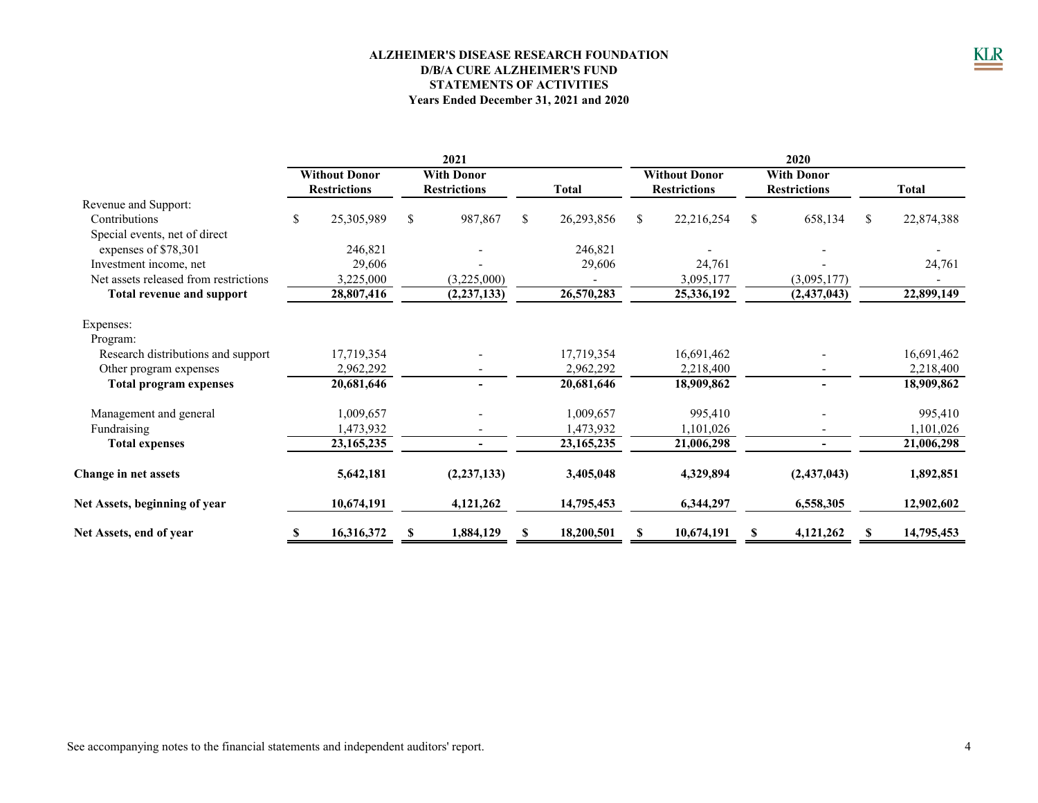**ALZHEIMER'S DISEASE RESEARCH FOUNDATION**
**D/B/A CURE ALZHEIMER'S FUND**
**STATEMENTS OF ACTIVITIES**
**Years Ended December 31, 2021 and 2020**

| | 2021 | | | 2020 | | |
|---|---|---|---|---|---|---|
| | **Without Donor Restrictions** | **With Donor Restrictions** | **Total** | **Without Donor Restrictions** | **With Donor Restrictions** | **Total** |
| Revenue and Support: | | | | | | |
| Contributions | $ 25,305,989 | $ 987,867 | $ 26,293,856 | $ 22,216,254 | $ 658,134 | $ 22,874,388 |
| Special events, net of direct expenses of $78,301 | 246,821 | - | 246,821 | - | - | - |
| Investment income, net | 29,606 | - | 29,606 | 24,761 | - | 24,761 |
| Net assets released from restrictions | 3,225,000 | (3,225,000) | - | 3,095,177 | (3,095,177) | - |
| **Total revenue and support** | **28,807,416** | **(2,237,133)** | **26,570,283** | **25,336,192** | **(2,437,043)** | **22,899,149** |
| Expenses: | | | | | | |
| Program: | | | | | | |
| Research distributions and support | 17,719,354 | - | 17,719,354 | 16,691,462 | - | 16,691,462 |
| Other program expenses | 2,962,292 | - | 2,962,292 | 2,218,400 | - | 2,218,400 |
| **Total program expenses** | **20,681,646** | **-** | **20,681,646** | **18,909,862** | **-** | **18,909,862** |
| Management and general | 1,009,657 | - | 1,009,657 | 995,410 | - | 995,410 |
| Fundraising | 1,473,932 | - | 1,473,932 | 1,101,026 | - | 1,101,026 |
| **Total expenses** | **23,165,235** | **-** | **23,165,235** | **21,006,298** | **-** | **21,006,298** |
| **Change in net assets** | **5,642,181** | **(2,237,133)** | **3,405,048** | **4,329,894** | **(2,437,043)** | **1,892,851** |
| **Net Assets, beginning of year** | **10,674,191** | **4,121,262** | **14,795,453** | **6,344,297** | **6,558,305** | **12,902,602** |
| **Net Assets, end of year** | **$ 16,316,372** | **$ 1,884,129** | **$ 18,200,501** | **$ 10,674,191** | **$ 4,121,262** | **$ 14,795,453** |

See accompanying notes to the financial statements and independent auditors' report.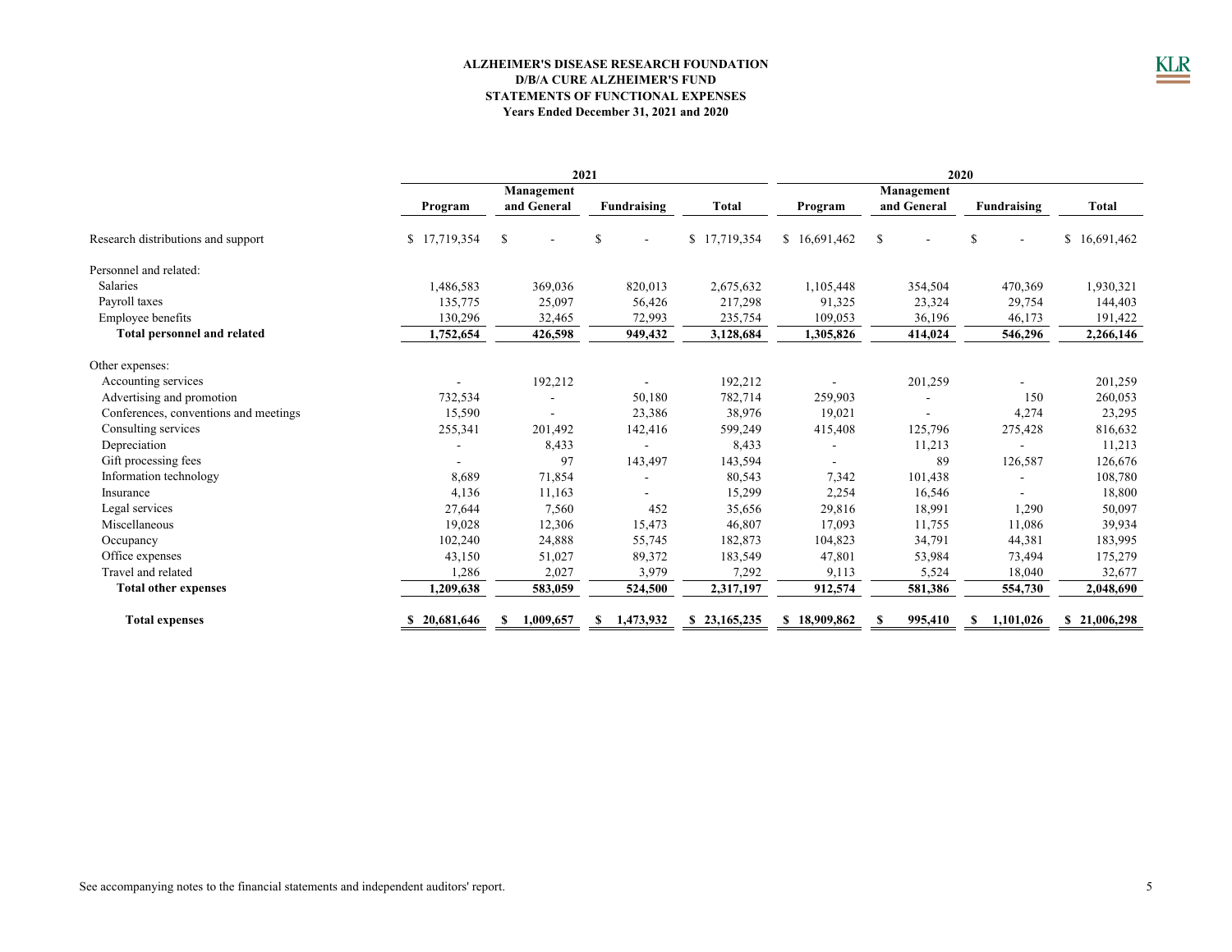**ALZHEIMER'S DISEASE RESEARCH FOUNDATION**
**D/B/A CURE ALZHEIMER'S FUND**
**STATEMENTS OF FUNCTIONAL EXPENSES**
**Years Ended December 31, 2021 and 2020**

| | 2021 | | | | 2020 | | | |
|---|---|---|---|---|---|---|---|---|
| | **Program** | **Management and General** | **Fundraising** | **Total** | **Program** | **Management and General** | **Fundraising** | **Total** |
| Research distributions and support | $ 17,719,354 | $ - | $ - | $ 17,719,354 | $ 16,691,462 | $ - | $ - | $ 16,691,462 |
| Personnel and related: | | | | | | | | |
| Salaries | 1,486,583 | 369,036 | 820,013 | 2,675,632 | 1,105,448 | 354,504 | 470,369 | 1,930,321 |
| Payroll taxes | 135,775 | 25,097 | 56,426 | 217,298 | 91,325 | 23,324 | 29,754 | 144,403 |
| Employee benefits | 130,296 | 32,465 | 72,993 | 235,754 | 109,053 | 36,196 | 46,173 | 191,422 |
| **Total personnel and related** | **1,752,654** | **426,598** | **949,432** | **3,128,684** | **1,305,826** | **414,024** | **546,296** | **2,266,146** |
| Other expenses: | | | | | | | | |
| Accounting services | - | 192,212 | - | 192,212 | - | 201,259 | - | 201,259 |
| Advertising and promotion | 732,534 | - | 50,180 | 782,714 | 259,903 | - | 150 | 260,053 |
| Conferences, conventions and meetings | 15,590 | - | 23,386 | 38,976 | 19,021 | - | 4,274 | 23,295 |
| Consulting services | 255,341 | 201,492 | 142,416 | 599,249 | 415,408 | 125,796 | 275,428 | 816,632 |
| Depreciation | - | 8,433 | - | 8,433 | - | 11,213 | - | 11,213 |
| Gift processing fees | - | 97 | 143,497 | 143,594 | - | 89 | 126,587 | 126,676 |
| Information technology | 8,689 | 71,854 | - | 80,543 | 7,342 | 101,438 | - | 108,780 |
| Insurance | 4,136 | 11,163 | - | 15,299 | 2,254 | 16,546 | - | 18,800 |
| Legal services | 27,644 | 7,560 | 452 | 35,656 | 29,816 | 18,991 | 1,290 | 50,097 |
| Miscellaneous | 19,028 | 12,306 | 15,473 | 46,807 | 17,093 | 11,755 | 11,086 | 39,934 |
| Occupancy | 102,240 | 24,888 | 55,745 | 182,873 | 104,823 | 34,791 | 44,381 | 183,995 |
| Office expenses | 43,150 | 51,027 | 89,372 | 183,549 | 47,801 | 53,984 | 73,494 | 175,279 |
| Travel and related | 1,286 | 2,027 | 3,979 | 7,292 | 9,113 | 5,524 | 18,040 | 32,677 |
| **Total other expenses** | **1,209,638** | **583,059** | **524,500** | **2,317,197** | **912,574** | **581,386** | **554,730** | **2,048,690** |
| **Total expenses** | **$ 20,681,646** | **$ 1,009,657** | **$ 1,473,932** | **$ 23,165,235** | **$ 18,909,862** | **$ 995,410** | **$ 1,101,026** | **$ 21,006,298** |

See accompanying notes to the financial statements and independent auditors' report.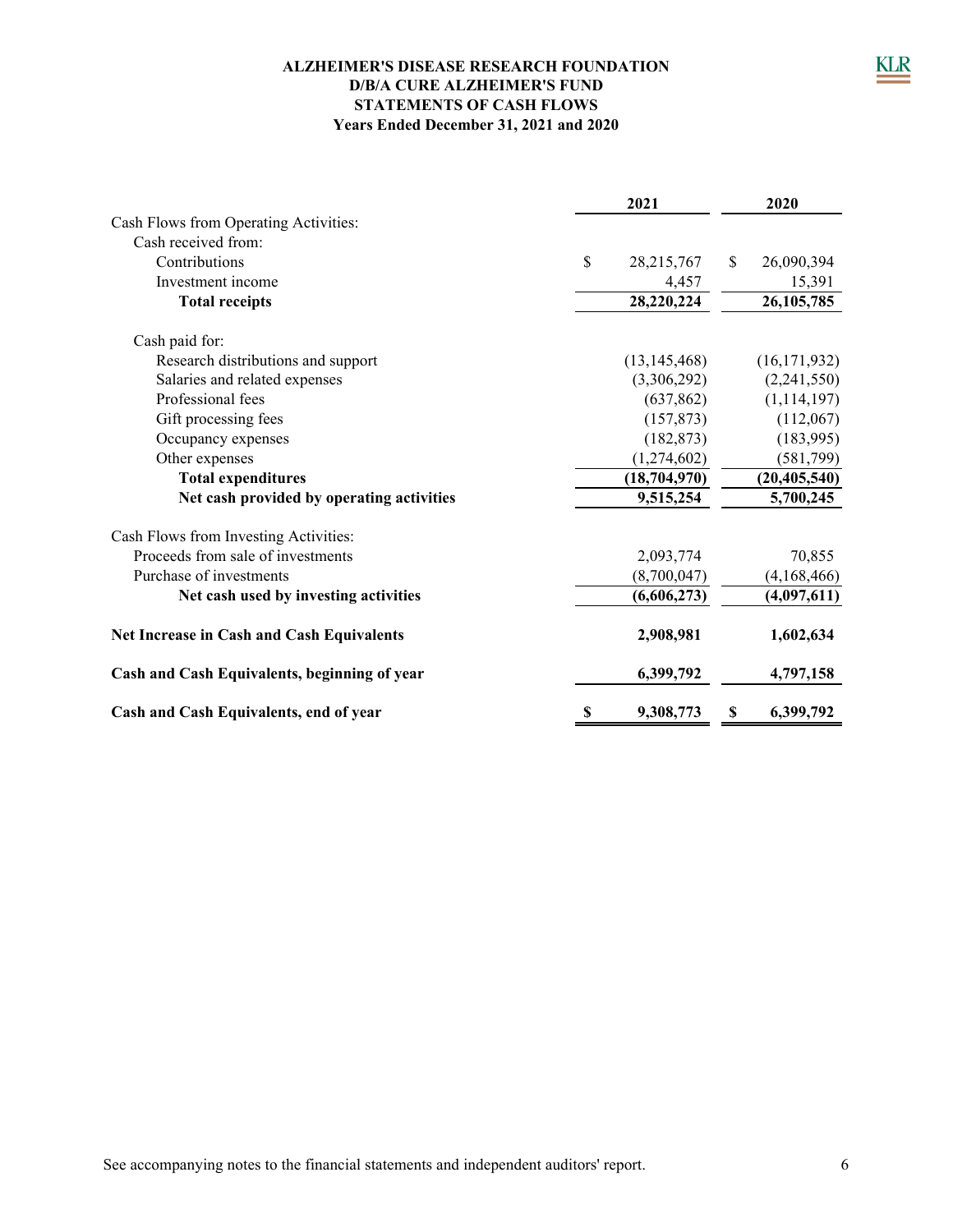# ALZHEIMER'S DISEASE RESEARCH FOUNDATION
# D/B/A CURE ALZHEIMER'S FUND
## STATEMENTS OF CASH FLOWS
### Years Ended December 31, 2021 and 2020

| | 2021 | 2020 |
|---|---|---|
| Cash Flows from Operating Activities: | | |
| Cash received from: | | |
| Contributions | $ 28,215,767 | $ 26,090,394 |
| Investment income | 4,457 | 15,391 |
| **Total receipts** | **28,220,224** | **26,105,785** |
| Cash paid for: | | |
| Research distributions and support | (13,145,468) | (16,171,932) |
| Salaries and related expenses | (3,306,292) | (2,241,550) |
| Professional fees | (637,862) | (1,114,197) |
| Gift processing fees | (157,873) | (112,067) |
| Occupancy expenses | (182,873) | (183,995) |
| Other expenses | (1,274,602) | (581,799) |
| **Total expenditures** | **(18,704,970)** | **(20,405,540)** |
| **Net cash provided by operating activities** | **9,515,254** | **5,700,245** |
| Cash Flows from Investing Activities: | | |
| Proceeds from sale of investments | 2,093,774 | 70,855 |
| Purchase of investments | (8,700,047) | (4,168,466) |
| **Net cash used by investing activities** | **(6,606,273)** | **(4,097,611)** |
| **Net Increase in Cash and Cash Equivalents** | **2,908,981** | **1,602,634** |
| **Cash and Cash Equivalents, beginning of year** | **6,399,792** | **4,797,158** |
| **Cash and Cash Equivalents, end of year** | **$ 9,308,773** | **$ 6,399,792** |

See accompanying notes to the financial statements and independent auditors' report.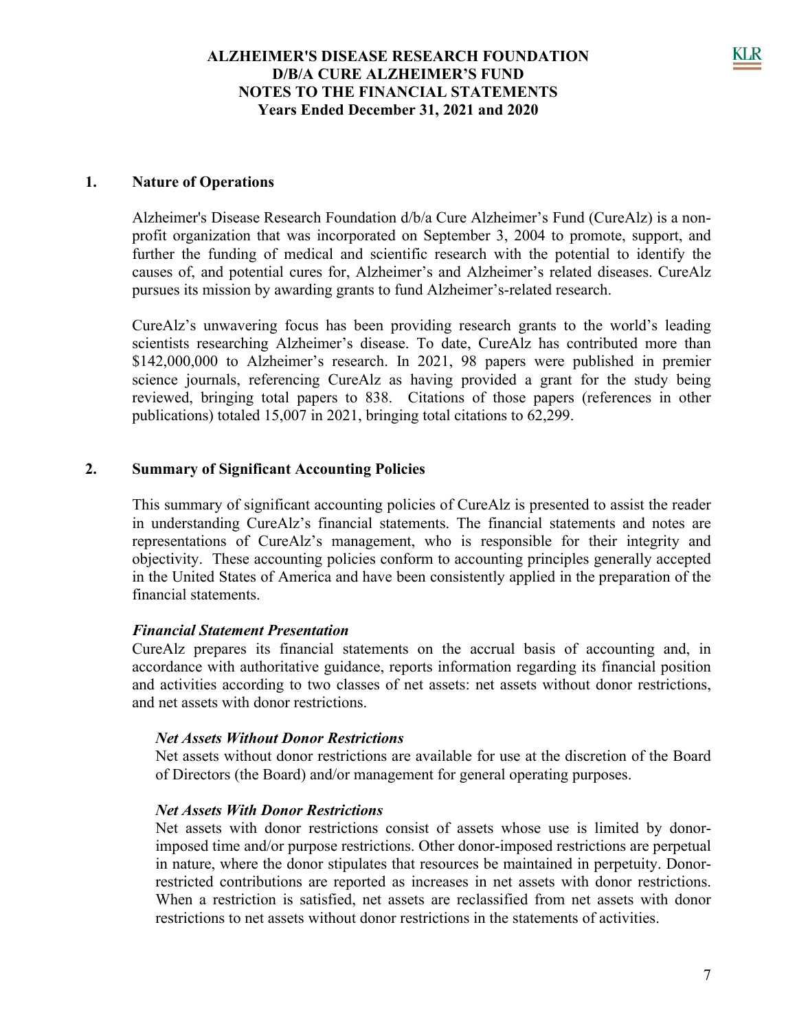**ALZHEIMER'S DISEASE RESEARCH FOUNDATION**
**D/B/A CURE ALZHEIMER'S FUND**
**NOTES TO THE FINANCIAL STATEMENTS**
**Years Ended December 31, 2021 and 2020**

## 1. Nature of Operations

Alzheimer's Disease Research Foundation d/b/a Cure Alzheimer's Fund (CureAlz) is a non-profit organization that was incorporated on September 3, 2004 to promote, support, and further the funding of medical and scientific research with the potential to identify the causes of, and potential cures for, Alzheimer's and Alzheimer's related diseases. CureAlz pursues its mission by awarding grants to fund Alzheimer's-related research.

CureAlz's unwavering focus has been providing research grants to the world's leading scientists researching Alzheimer's disease. To date, CureAlz has contributed more than $142,000,000 to Alzheimer's research. In 2021, 98 papers were published in premier science journals, referencing CureAlz as having provided a grant for the study being reviewed, bringing total papers to 838. Citations of those papers (references in other publications) totaled 15,007 in 2021, bringing total citations to 62,299.

## 2. Summary of Significant Accounting Policies

This summary of significant accounting policies of CureAlz is presented to assist the reader in understanding CureAlz's financial statements. The financial statements and notes are representations of CureAlz's management, who is responsible for their integrity and objectivity. These accounting policies conform to accounting principles generally accepted in the United States of America and have been consistently applied in the preparation of the financial statements.

***Financial Statement Presentation***

CureAlz prepares its financial statements on the accrual basis of accounting and, in accordance with authoritative guidance, reports information regarding its financial position and activities according to two classes of net assets: net assets without donor restrictions, and net assets with donor restrictions.

***Net Assets Without Donor Restrictions***

Net assets without donor restrictions are available for use at the discretion of the Board of Directors (the Board) and/or management for general operating purposes.

***Net Assets With Donor Restrictions***

Net assets with donor restrictions consist of assets whose use is limited by donor-imposed time and/or purpose restrictions. Other donor-imposed restrictions are perpetual in nature, where the donor stipulates that resources be maintained in perpetuity. Donor-restricted contributions are reported as increases in net assets with donor restrictions. When a restriction is satisfied, net assets are reclassified from net assets with donor restrictions to net assets without donor restrictions in the statements of activities.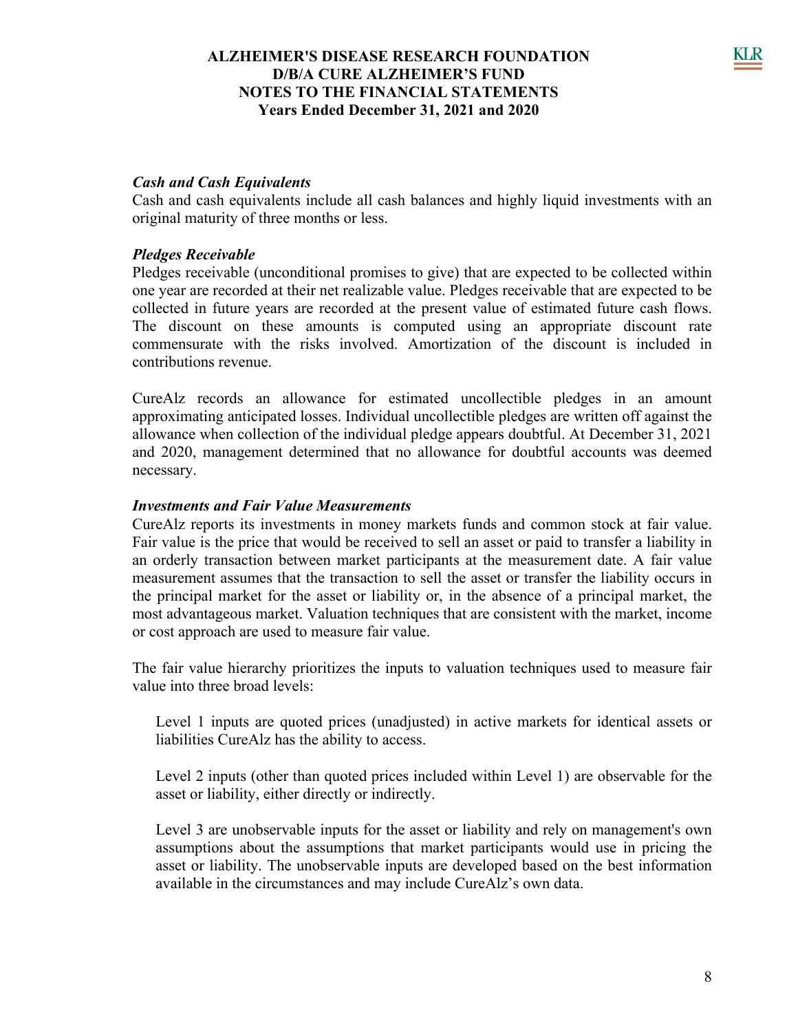### *Cash and Cash Equivalents*

Cash and cash equivalents include all cash balances and highly liquid investments with an original maturity of three months or less.

### *Pledges Receivable*

Pledges receivable (unconditional promises to give) that are expected to be collected within one year are recorded at their net realizable value. Pledges receivable that are expected to be collected in future years are recorded at the present value of estimated future cash flows. The discount on these amounts is computed using an appropriate discount rate commensurate with the risks involved. Amortization of the discount is included in contributions revenue.

CureAlz records an allowance for estimated uncollectible pledges in an amount approximating anticipated losses. Individual uncollectible pledges are written off against the allowance when collection of the individual pledge appears doubtful. At December 31, 2021 and 2020, management determined that no allowance for doubtful accounts was deemed necessary.

### *Investments and Fair Value Measurements*

CureAlz reports its investments in money markets funds and common stock at fair value. Fair value is the price that would be received to sell an asset or paid to transfer a liability in an orderly transaction between market participants at the measurement date. A fair value measurement assumes that the transaction to sell the asset or transfer the liability occurs in the principal market for the asset or liability or, in the absence of a principal market, the most advantageous market. Valuation techniques that are consistent with the market, income or cost approach are used to measure fair value.

The fair value hierarchy prioritizes the inputs to valuation techniques used to measure fair value into three broad levels:

> Level 1 inputs are quoted prices (unadjusted) in active markets for identical assets or liabilities CureAlz has the ability to access.
>
> Level 2 inputs (other than quoted prices included within Level 1) are observable for the asset or liability, either directly or indirectly.
>
> Level 3 are unobservable inputs for the asset or liability and rely on management's own assumptions about the assumptions that market participants would use in pricing the asset or liability. The unobservable inputs are developed based on the best information available in the circumstances and may include CureAlz's own data.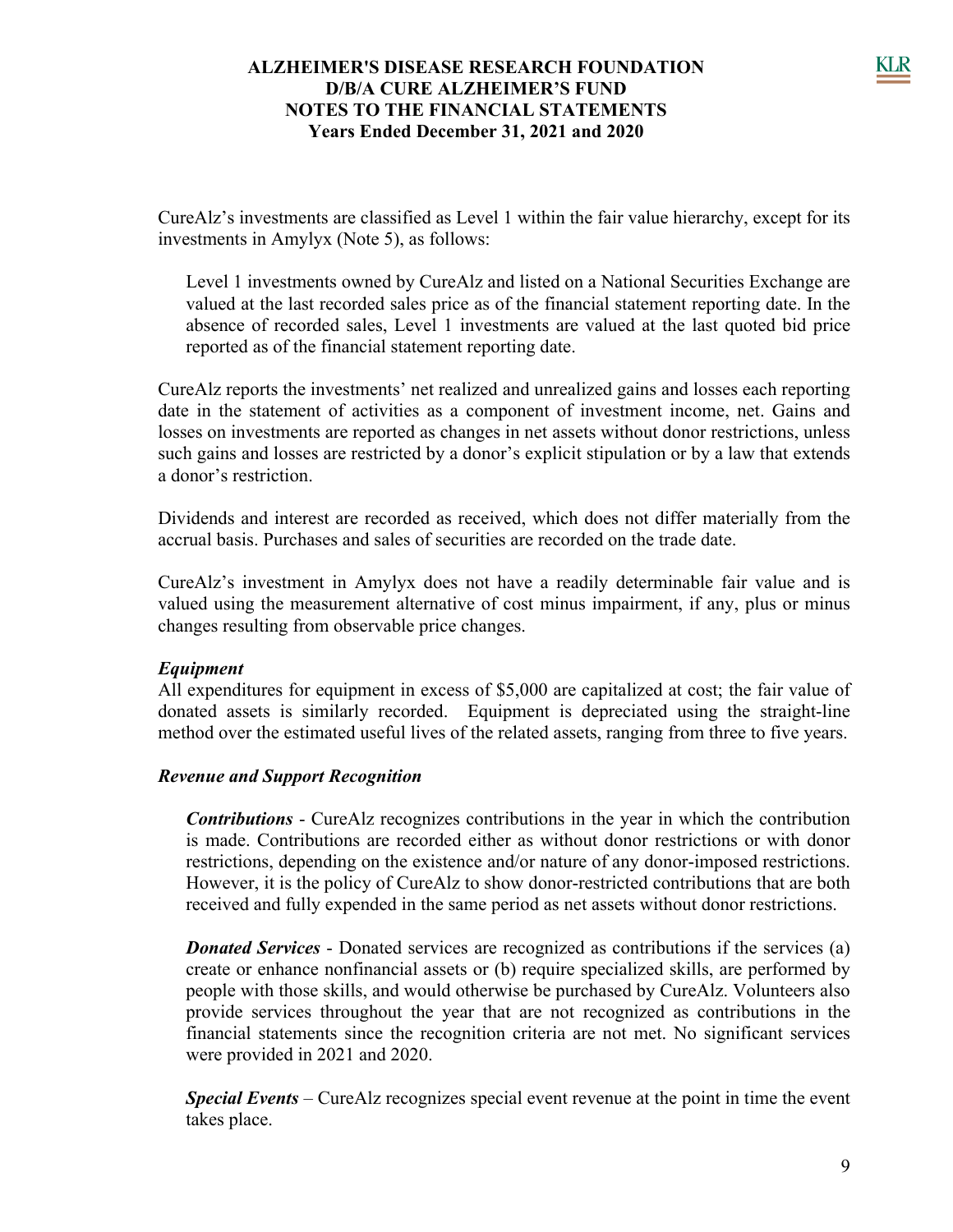CureAlz's investments are classified as Level 1 within the fair value hierarchy, except for its investments in Amylyx (Note 5), as follows:

> Level 1 investments owned by CureAlz and listed on a National Securities Exchange are valued at the last recorded sales price as of the financial statement reporting date. In the absence of recorded sales, Level 1 investments are valued at the last quoted bid price reported as of the financial statement reporting date.

CureAlz reports the investments' net realized and unrealized gains and losses each reporting date in the statement of activities as a component of investment income, net. Gains and losses on investments are reported as changes in net assets without donor restrictions, unless such gains and losses are restricted by a donor's explicit stipulation or by a law that extends a donor's restriction.

Dividends and interest are recorded as received, which does not differ materially from the accrual basis. Purchases and sales of securities are recorded on the trade date.

CureAlz's investment in Amylyx does not have a readily determinable fair value and is valued using the measurement alternative of cost minus impairment, if any, plus or minus changes resulting from observable price changes.

***Equipment***

All expenditures for equipment in excess of $5,000 are capitalized at cost; the fair value of donated assets is similarly recorded. Equipment is depreciated using the straight-line method over the estimated useful lives of the related assets, ranging from three to five years.

***Revenue and Support Recognition***

***Contributions*** - CureAlz recognizes contributions in the year in which the contribution is made. Contributions are recorded either as without donor restrictions or with donor restrictions, depending on the existence and/or nature of any donor-imposed restrictions. However, it is the policy of CureAlz to show donor-restricted contributions that are both received and fully expended in the same period as net assets without donor restrictions.

***Donated Services*** - Donated services are recognized as contributions if the services (a) create or enhance nonfinancial assets or (b) require specialized skills, are performed by people with those skills, and would otherwise be purchased by CureAlz. Volunteers also provide services throughout the year that are not recognized as contributions in the financial statements since the recognition criteria are not met. No significant services were provided in 2021 and 2020.

***Special Events*** – CureAlz recognizes special event revenue at the point in time the event takes place.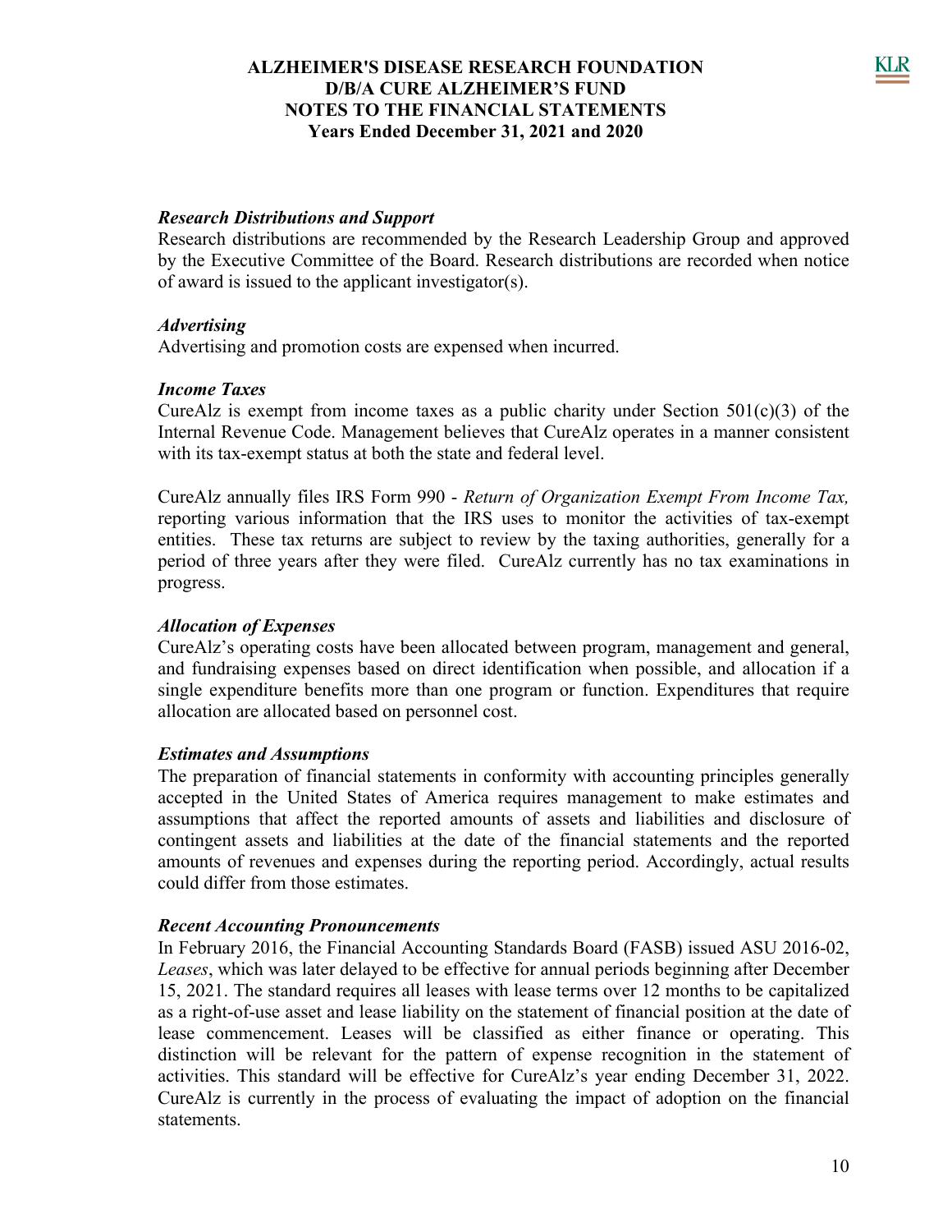#### *Research Distributions and Support*

Research distributions are recommended by the Research Leadership Group and approved by the Executive Committee of the Board. Research distributions are recorded when notice of award is issued to the applicant investigator(s).

#### *Advertising*

Advertising and promotion costs are expensed when incurred.

#### *Income Taxes*

CureAlz is exempt from income taxes as a public charity under Section 501(c)(3) of the Internal Revenue Code. Management believes that CureAlz operates in a manner consistent with its tax-exempt status at both the state and federal level.

CureAlz annually files IRS Form 990 - *Return of Organization Exempt From Income Tax,* reporting various information that the IRS uses to monitor the activities of tax-exempt entities. These tax returns are subject to review by the taxing authorities, generally for a period of three years after they were filed. CureAlz currently has no tax examinations in progress.

#### *Allocation of Expenses*

CureAlz's operating costs have been allocated between program, management and general, and fundraising expenses based on direct identification when possible, and allocation if a single expenditure benefits more than one program or function. Expenditures that require allocation are allocated based on personnel cost.

#### *Estimates and Assumptions*

The preparation of financial statements in conformity with accounting principles generally accepted in the United States of America requires management to make estimates and assumptions that affect the reported amounts of assets and liabilities and disclosure of contingent assets and liabilities at the date of the financial statements and the reported amounts of revenues and expenses during the reporting period. Accordingly, actual results could differ from those estimates.

#### *Recent Accounting Pronouncements*

In February 2016, the Financial Accounting Standards Board (FASB) issued ASU 2016-02, *Leases*, which was later delayed to be effective for annual periods beginning after December 15, 2021. The standard requires all leases with lease terms over 12 months to be capitalized as a right-of-use asset and lease liability on the statement of financial position at the date of lease commencement. Leases will be classified as either finance or operating. This distinction will be relevant for the pattern of expense recognition in the statement of activities. This standard will be effective for CureAlz's year ending December 31, 2022. CureAlz is currently in the process of evaluating the impact of adoption on the financial statements.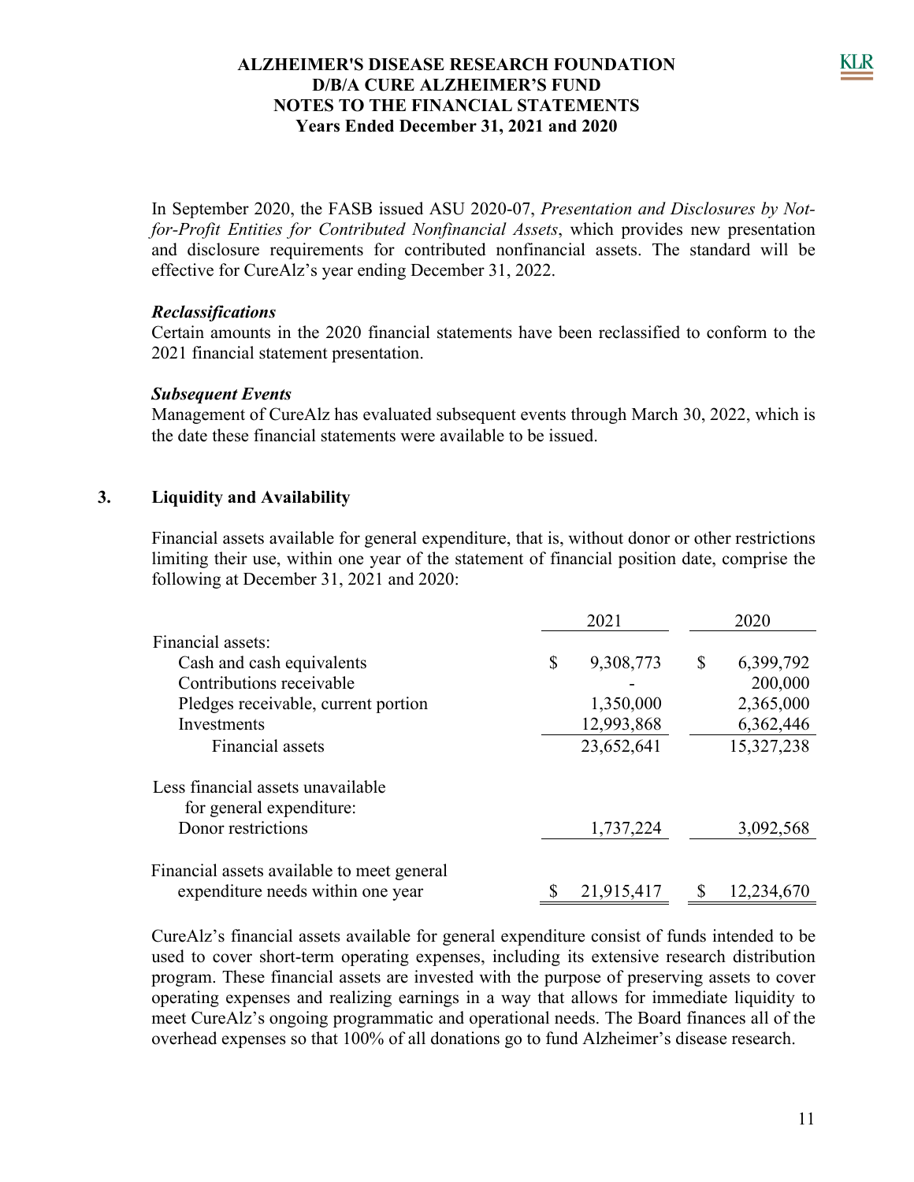In September 2020, the FASB issued ASU 2020-07, *Presentation and Disclosures by Not-for-Profit Entities for Contributed Nonfinancial Assets*, which provides new presentation and disclosure requirements for contributed nonfinancial assets. The standard will be effective for CureAlz's year ending December 31, 2022.

***Reclassifications***
Certain amounts in the 2020 financial statements have been reclassified to conform to the 2021 financial statement presentation.

***Subsequent Events***
Management of CureAlz has evaluated subsequent events through March 30, 2022, which is the date these financial statements were available to be issued.

## 3. Liquidity and Availability

Financial assets available for general expenditure, that is, without donor or other restrictions limiting their use, within one year of the statement of financial position date, comprise the following at December 31, 2021 and 2020:

| | 2021 | 2020 |
|---|---|---|
| Financial assets: | | |
| Cash and cash equivalents | $ 9,308,773 | $ 6,399,792 |
| Contributions receivable | - | 200,000 |
| Pledges receivable, current portion | 1,350,000 | 2,365,000 |
| Investments | 12,993,868 | 6,362,446 |
| Financial assets | 23,652,641 | 15,327,238 |
| Less financial assets unavailable for general expenditure: | | |
| Donor restrictions | 1,737,224 | 3,092,568 |
| Financial assets available to meet general expenditure needs within one year | $ 21,915,417 | $ 12,234,670 |

CureAlz's financial assets available for general expenditure consist of funds intended to be used to cover short-term operating expenses, including its extensive research distribution program. These financial assets are invested with the purpose of preserving assets to cover operating expenses and realizing earnings in a way that allows for immediate liquidity to meet CureAlz's ongoing programmatic and operational needs. The Board finances all of the overhead expenses so that 100% of all donations go to fund Alzheimer's disease research.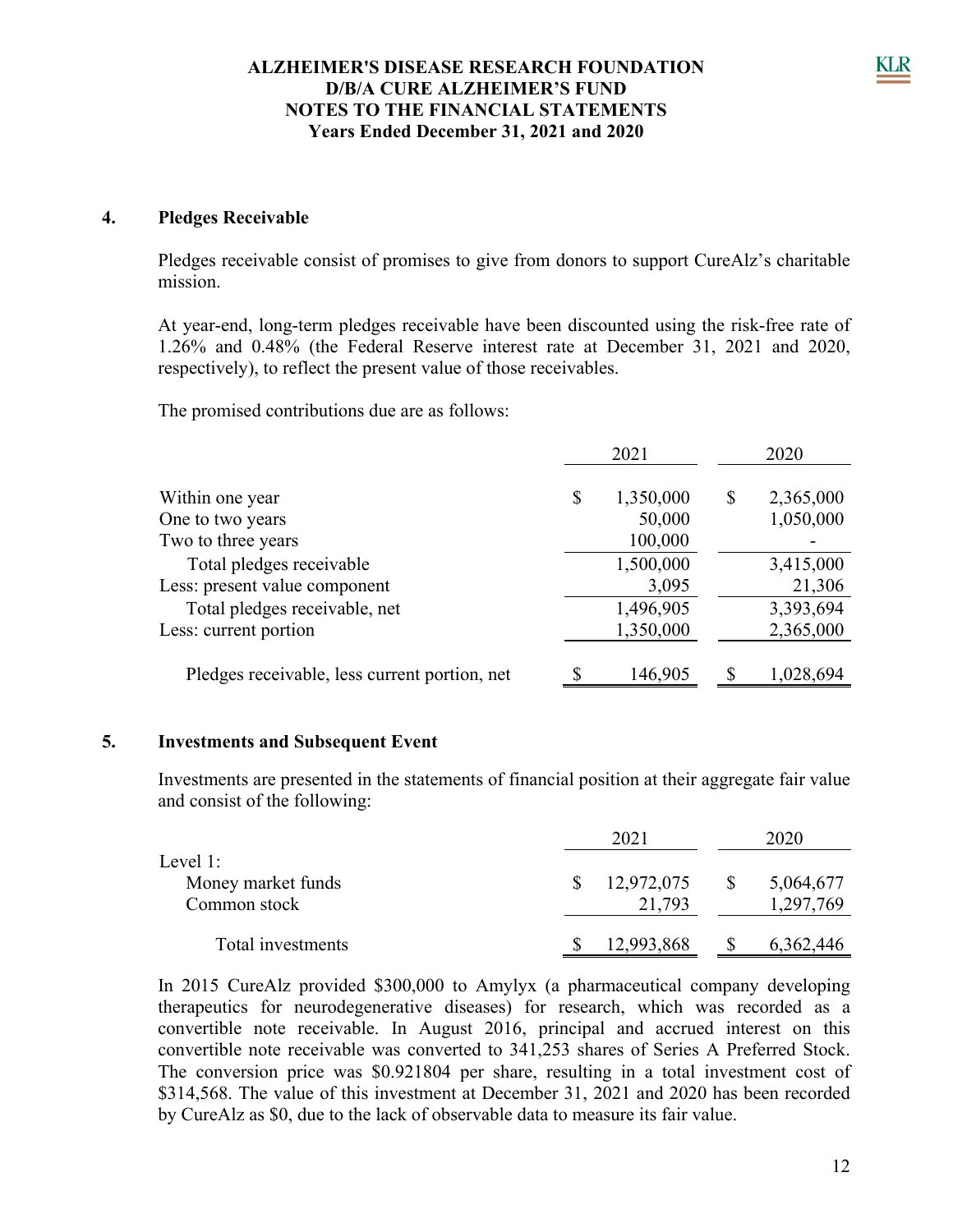## 4. Pledges Receivable

Pledges receivable consist of promises to give from donors to support CureAlz's charitable mission.

At year-end, long-term pledges receivable have been discounted using the risk-free rate of 1.26% and 0.48% (the Federal Reserve interest rate at December 31, 2021 and 2020, respectively), to reflect the present value of those receivables.

The promised contributions due are as follows:

| | 2021 | 2020 |
|---|---|---|
| Within one year | $ 1,350,000 | $ 2,365,000 |
| One to two years | 50,000 | 1,050,000 |
| Two to three years | 100,000 | - |
| Total pledges receivable | 1,500,000 | 3,415,000 |
| Less: present value component | 3,095 | 21,306 |
| Total pledges receivable, net | 1,496,905 | 3,393,694 |
| Less: current portion | 1,350,000 | 2,365,000 |
| Pledges receivable, less current portion, net | $ 146,905 | $ 1,028,694 |

## 5. Investments and Subsequent Event

Investments are presented in the statements of financial position at their aggregate fair value and consist of the following:

| | 2021 | 2020 |
|---|---|---|
| Level 1: | | |
| Money market funds | $ 12,972,075 | $ 5,064,677 |
| Common stock | 21,793 | 1,297,769 |
| Total investments | $ 12,993,868 | $ 6,362,446 |

In 2015 CureAlz provided $300,000 to Amylyx (a pharmaceutical company developing therapeutics for neurodegenerative diseases) for research, which was recorded as a convertible note receivable. In August 2016, principal and accrued interest on this convertible note receivable was converted to 341,253 shares of Series A Preferred Stock. The conversion price was $0.921804 per share, resulting in a total investment cost of $314,568. The value of this investment at December 31, 2021 and 2020 has been recorded by CureAlz as $0, due to the lack of observable data to measure its fair value.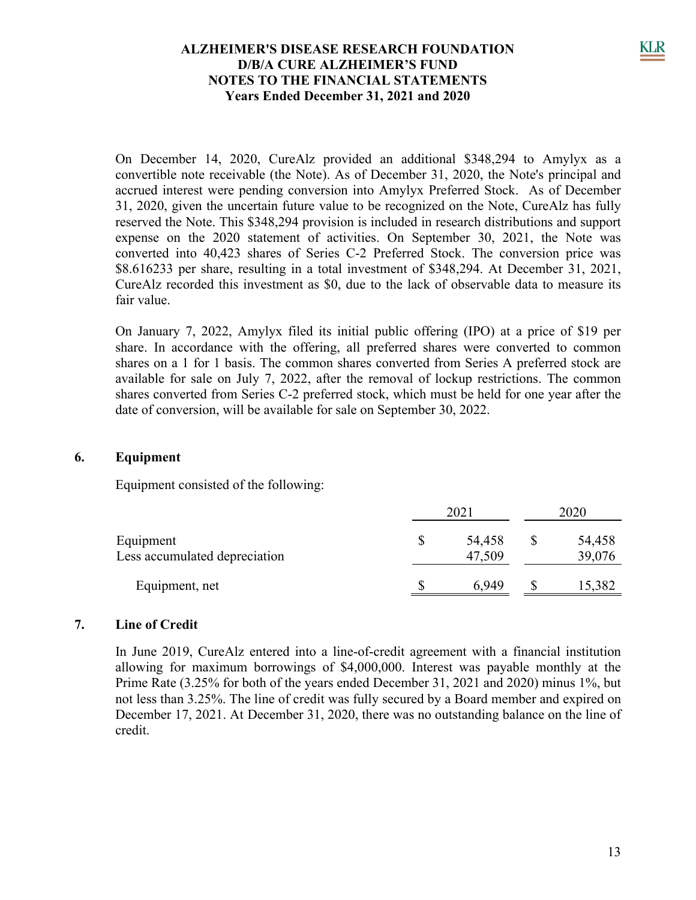On December 14, 2020, CureAlz provided an additional $348,294 to Amylyx as a convertible note receivable (the Note). As of December 31, 2020, the Note's principal and accrued interest were pending conversion into Amylyx Preferred Stock. As of December 31, 2020, given the uncertain future value to be recognized on the Note, CureAlz has fully reserved the Note. This $348,294 provision is included in research distributions and support expense on the 2020 statement of activities. On September 30, 2021, the Note was converted into 40,423 shares of Series C-2 Preferred Stock. The conversion price was $8.616233 per share, resulting in a total investment of $348,294. At December 31, 2021, CureAlz recorded this investment as $0, due to the lack of observable data to measure its fair value.

On January 7, 2022, Amylyx filed its initial public offering (IPO) at a price of $19 per share. In accordance with the offering, all preferred shares were converted to common shares on a 1 for 1 basis. The common shares converted from Series A preferred stock are available for sale on July 7, 2022, after the removal of lockup restrictions. The common shares converted from Series C-2 preferred stock, which must be held for one year after the date of conversion, will be available for sale on September 30, 2022.

## 6. Equipment

Equipment consisted of the following:

| | 2021 | 2020 |
|---|---|---|
| Equipment | $ 54,458 | $ 54,458 |
| Less accumulated depreciation | 47,509 | 39,076 |
| Equipment, net | $ 6,949 | $ 15,382 |

## 7. Line of Credit

In June 2019, CureAlz entered into a line-of-credit agreement with a financial institution allowing for maximum borrowings of $4,000,000. Interest was payable monthly at the Prime Rate (3.25% for both of the years ended December 31, 2021 and 2020) minus 1%, but not less than 3.25%. The line of credit was fully secured by a Board member and expired on December 17, 2021. At December 31, 2020, there was no outstanding balance on the line of credit.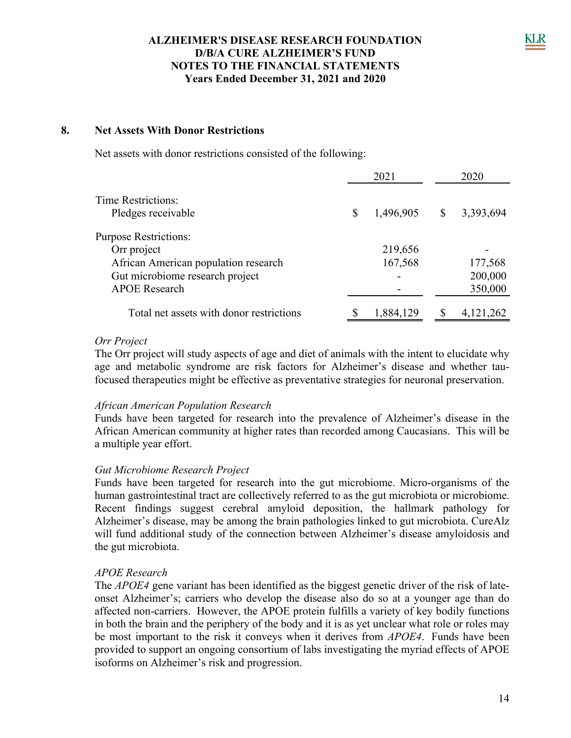## 8. Net Assets With Donor Restrictions

Net assets with donor restrictions consisted of the following:

| | 2021 | 2020 |
|---|---|---|
| Time Restrictions: | | |
| Pledges receivable | $ 1,496,905 | $ 3,393,694 |
| Purpose Restrictions: | | |
| Orr project | 219,656 | - |
| African American population research | 167,568 | 177,568 |
| Gut microbiome research project | - | 200,000 |
| APOE Research | - | 350,000 |
| Total net assets with donor restrictions | $ 1,884,129 | $ 4,121,262 |

*Orr Project*
The Orr project will study aspects of age and diet of animals with the intent to elucidate why age and metabolic syndrome are risk factors for Alzheimer's disease and whether tau-focused therapeutics might be effective as preventative strategies for neuronal preservation.

*African American Population Research*
Funds have been targeted for research into the prevalence of Alzheimer's disease in the African American community at higher rates than recorded among Caucasians. This will be a multiple year effort.

*Gut Microbiome Research Project*
Funds have been targeted for research into the gut microbiome. Micro-organisms of the human gastrointestinal tract are collectively referred to as the gut microbiota or microbiome. Recent findings suggest cerebral amyloid deposition, the hallmark pathology for Alzheimer's disease, may be among the brain pathologies linked to gut microbiota. CureAlz will fund additional study of the connection between Alzheimer's disease amyloidosis and the gut microbiota.

*APOE Research*
The *APOE4* gene variant has been identified as the biggest genetic driver of the risk of late-onset Alzheimer's; carriers who develop the disease also do so at a younger age than do affected non-carriers. However, the APOE protein fulfills a variety of key bodily functions in both the brain and the periphery of the body and it is as yet unclear what role or roles may be most important to the risk it conveys when it derives from *APOE4*. Funds have been provided to support an ongoing consortium of labs investigating the myriad effects of APOE isoforms on Alzheimer's risk and progression.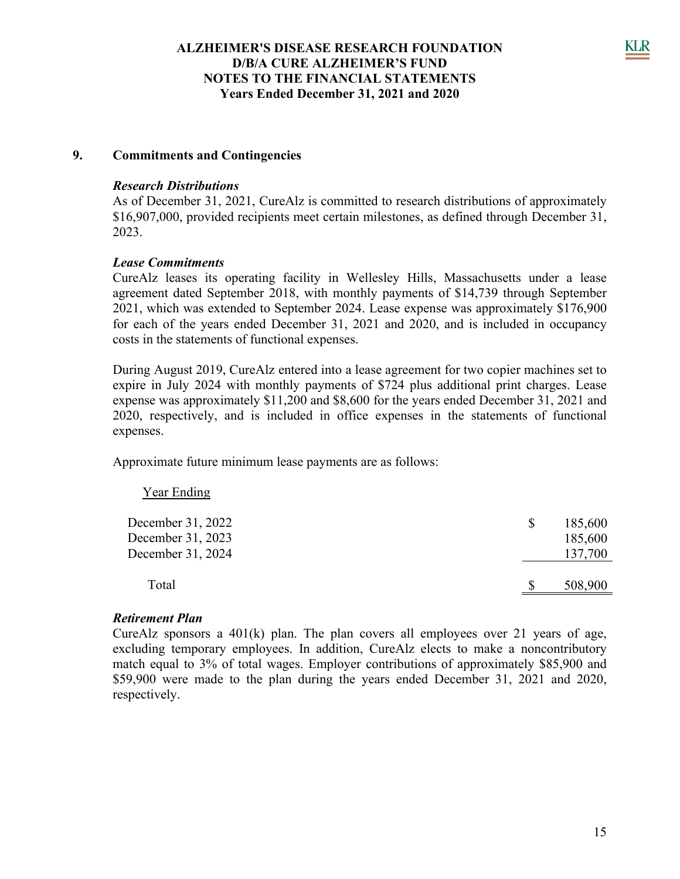### 9. Commitments and Contingencies

***Research Distributions***

As of December 31, 2021, CureAlz is committed to research distributions of approximately $16,907,000, provided recipients meet certain milestones, as defined through December 31, 2023.

***Lease Commitments***

CureAlz leases its operating facility in Wellesley Hills, Massachusetts under a lease agreement dated September 2018, with monthly payments of $14,739 through September 2021, which was extended to September 2024. Lease expense was approximately $176,900 for each of the years ended December 31, 2021 and 2020, and is included in occupancy costs in the statements of functional expenses.

During August 2019, CureAlz entered into a lease agreement for two copier machines set to expire in July 2024 with monthly payments of $724 plus additional print charges. Lease expense was approximately $11,200 and $8,600 for the years ended December 31, 2021 and 2020, respectively, and is included in office expenses in the statements of functional expenses.

Approximate future minimum lease payments are as follows:

| Year Ending | |
|---|---|
| December 31, 2022 | $ 185,600 |
| December 31, 2023 | 185,600 |
| December 31, 2024 | 137,700 |
| Total | $ 508,900 |

***Retirement Plan***

CureAlz sponsors a 401(k) plan. The plan covers all employees over 21 years of age, excluding temporary employees. In addition, CureAlz elects to make a noncontributory match equal to 3% of total wages. Employer contributions of approximately $85,900 and $59,900 were made to the plan during the years ended December 31, 2021 and 2020, respectively.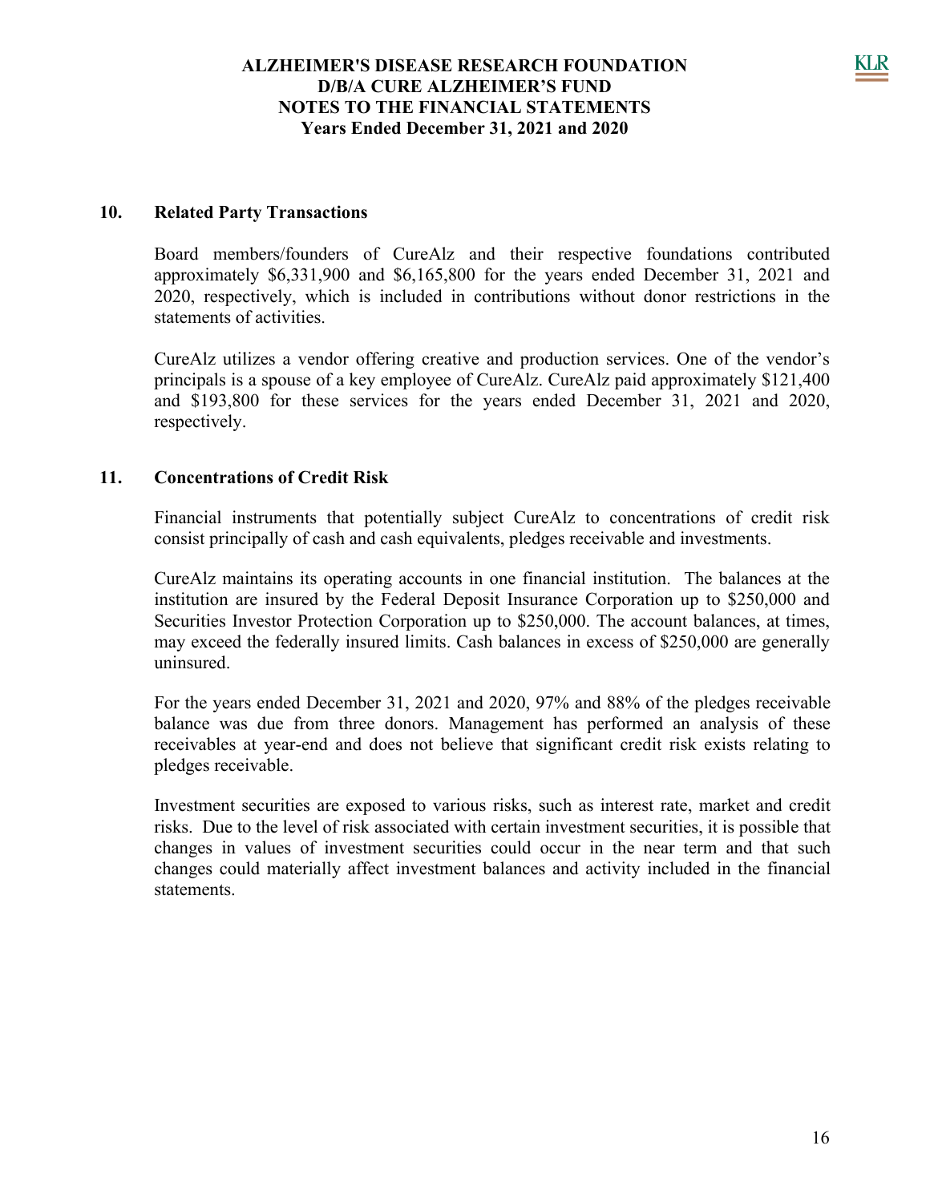# ALZHEIMER'S DISEASE RESEARCH FOUNDATION
# D/B/A CURE ALZHEIMER'S FUND
# NOTES TO THE FINANCIAL STATEMENTS
# Years Ended December 31, 2021 and 2020

## 10. Related Party Transactions

Board members/founders of CureAlz and their respective foundations contributed approximately $6,331,900 and $6,165,800 for the years ended December 31, 2021 and 2020, respectively, which is included in contributions without donor restrictions in the statements of activities.

CureAlz utilizes a vendor offering creative and production services. One of the vendor's principals is a spouse of a key employee of CureAlz. CureAlz paid approximately $121,400 and $193,800 for these services for the years ended December 31, 2021 and 2020, respectively.

## 11. Concentrations of Credit Risk

Financial instruments that potentially subject CureAlz to concentrations of credit risk consist principally of cash and cash equivalents, pledges receivable and investments.

CureAlz maintains its operating accounts in one financial institution. The balances at the institution are insured by the Federal Deposit Insurance Corporation up to $250,000 and Securities Investor Protection Corporation up to $250,000. The account balances, at times, may exceed the federally insured limits. Cash balances in excess of $250,000 are generally uninsured.

For the years ended December 31, 2021 and 2020, 97% and 88% of the pledges receivable balance was due from three donors. Management has performed an analysis of these receivables at year-end and does not believe that significant credit risk exists relating to pledges receivable.

Investment securities are exposed to various risks, such as interest rate, market and credit risks. Due to the level of risk associated with certain investment securities, it is possible that changes in values of investment securities could occur in the near term and that such changes could materially affect investment balances and activity included in the financial statements.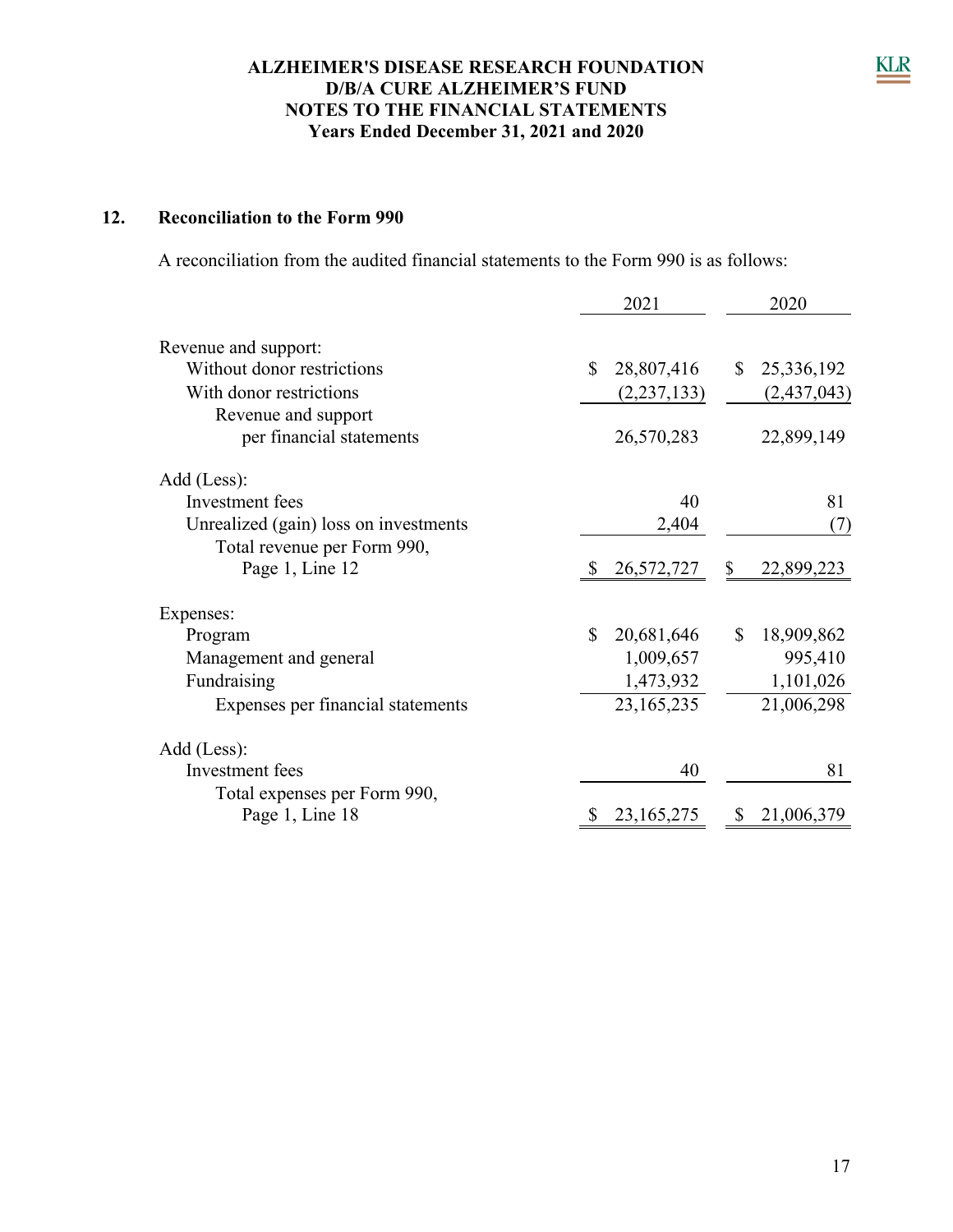# ALZHEIMER'S DISEASE RESEARCH FOUNDATION
# D/B/A CURE ALZHEIMER'S FUND
# NOTES TO THE FINANCIAL STATEMENTS
# Years Ended December 31, 2021 and 2020

## 12. Reconciliation to the Form 990

A reconciliation from the audited financial statements to the Form 990 is as follows:

| | 2021 | 2020 |
|---|---|---|
| Revenue and support: | | |
| Without donor restrictions | $ 28,807,416 | $ 25,336,192 |
| With donor restrictions | (2,237,133) | (2,437,043) |
| Revenue and support per financial statements | 26,570,283 | 22,899,149 |
| Add (Less): | | |
| Investment fees | 40 | 81 |
| Unrealized (gain) loss on investments | 2,404 | (7) |
| Total revenue per Form 990, Page 1, Line 12 | $ 26,572,727 | $ 22,899,223 |
| Expenses: | | |
| Program | $ 20,681,646 | $ 18,909,862 |
| Management and general | 1,009,657 | 995,410 |
| Fundraising | 1,473,932 | 1,101,026 |
| Expenses per financial statements | 23,165,235 | 21,006,298 |
| Add (Less): | | |
| Investment fees | 40 | 81 |
| Total expenses per Form 990, Page 1, Line 18 | $ 23,165,275 | $ 21,006,379 |